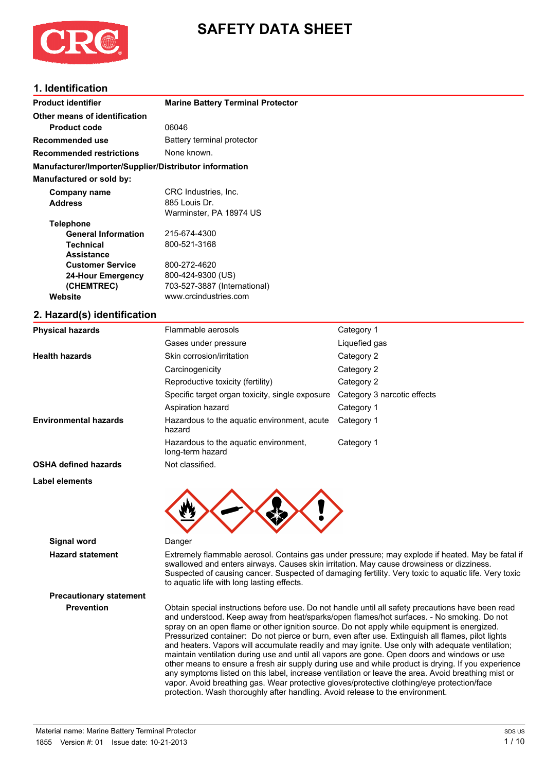# SAFETY DATA SHEET

## 1. Identification

| | |
|---|---|
| **Product identifier** | **Marine Battery Terminal Protector** |
| **Other means of identification** | |
| **Product code** | 06046 |
| **Recommended use** | Battery terminal protector |
| **Recommended restrictions** | None known. |

**Manufacturer/Importer/Supplier/Distributor information**

**Manufactured or sold by:**

| | |
|---|---|
| **Company name** | CRC Industries, Inc. |
| **Address** | 885 Louis Dr.<br>Warminster, PA 18974 US |
| **Telephone** | |
| **General Information** | 215-674-4300 |
| **Technical Assistance** | 800-521-3168 |
| **Customer Service** | 800-272-4620 |
| **24-Hour Emergency (CHEMTREC)** | 800-424-9300 (US)<br>703-527-3887 (International) |
| **Website** | www.crcindustries.com |

## 2. Hazard(s) identification

| | | |
|---|---|---|
| **Physical hazards** | Flammable aerosols | Category 1 |
| | Gases under pressure | Liquefied gas |
| **Health hazards** | Skin corrosion/irritation | Category 2 |
| | Carcinogenicity | Category 2 |
| | Reproductive toxicity (fertility) | Category 2 |
| | Specific target organ toxicity, single exposure | Category 3 narcotic effects |
| | Aspiration hazard | Category 1 |
| **Environmental hazards** | Hazardous to the aquatic environment, acute hazard | Category 1 |
| | Hazardous to the aquatic environment, long-term hazard | Category 1 |
| **OSHA defined hazards** | Not classified. | |

**Label elements**

**Signal word** Danger

**Hazard statement** Extremely flammable aerosol. Contains gas under pressure; may explode if heated. May be fatal if swallowed and enters airways. Causes skin irritation. May cause drowsiness or dizziness. Suspected of causing cancer. Suspected of damaging fertility. Very toxic to aquatic life. Very toxic to aquatic life with long lasting effects.

**Precautionary statement**

**Prevention** Obtain special instructions before use. Do not handle until all safety precautions have been read and understood. Keep away from heat/sparks/open flames/hot surfaces. - No smoking. Do not spray on an open flame or other ignition source. Do not apply while equipment is energized. Pressurized container: Do not pierce or burn, even after use. Extinguish all flames, pilot lights and heaters. Vapors will accumulate readily and may ignite. Use only with adequate ventilation; maintain ventilation during use and until all vapors are gone. Open doors and windows or use other means to ensure a fresh air supply during use and while product is drying. If you experience any symptoms listed on this label, increase ventilation or leave the area. Avoid breathing mist or vapor. Avoid breathing gas. Wear protective gloves/protective clothing/eye protection/face protection. Wash thoroughly after handling. Avoid release to the environment.

Material name: Marine Battery Terminal Protector

1855 Version #: 01 Issue date: 10-21-2013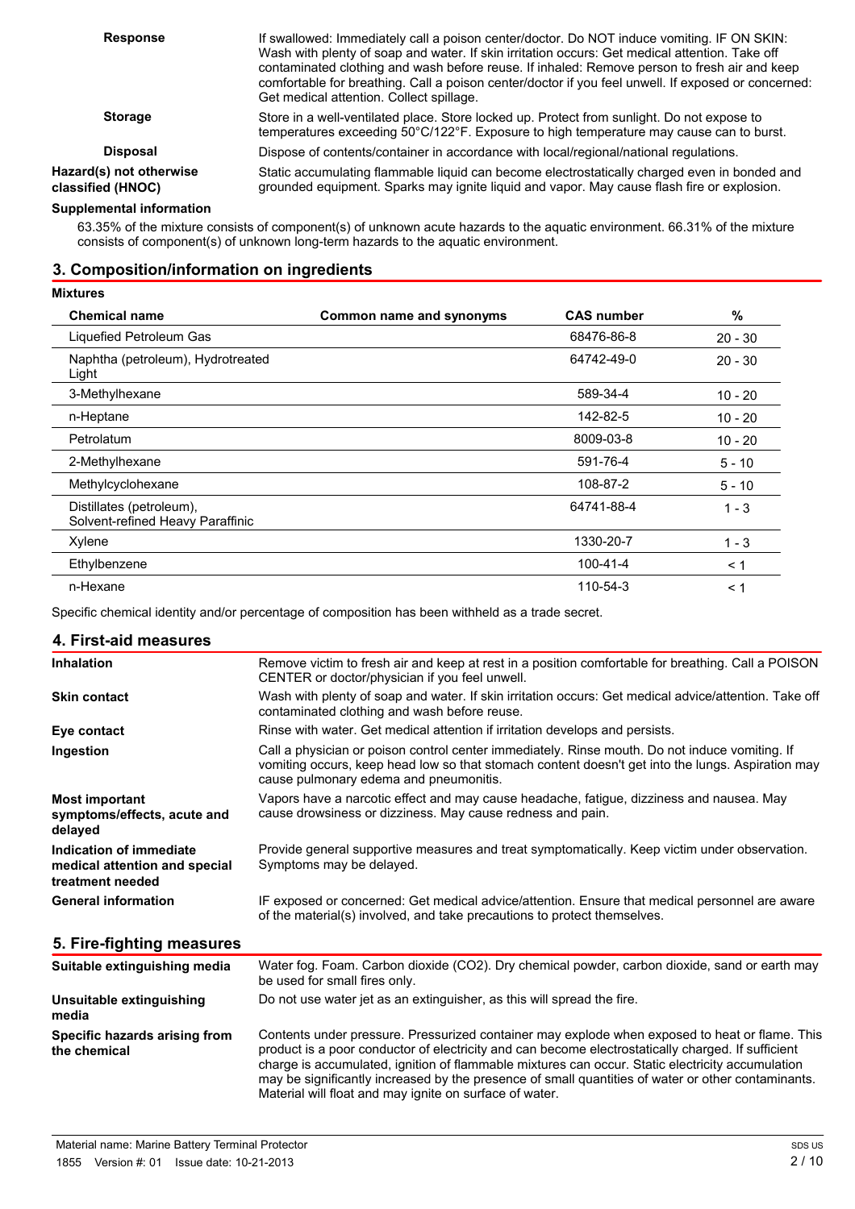| | |
|---|---|
| **Response** | If swallowed: Immediately call a poison center/doctor. Do NOT induce vomiting. IF ON SKIN: Wash with plenty of soap and water. If skin irritation occurs: Get medical attention. Take off contaminated clothing and wash before reuse. If inhaled: Remove person to fresh air and keep comfortable for breathing. Call a poison center/doctor if you feel unwell. If exposed or concerned: Get medical attention. Collect spillage. |
| **Storage** | Store in a well-ventilated place. Store locked up. Protect from sunlight. Do not expose to temperatures exceeding 50°C/122°F. Exposure to high temperature may cause can to burst. |
| **Disposal** | Dispose of contents/container in accordance with local/regional/national regulations. |
| **Hazard(s) not otherwise classified (HNOC)** | Static accumulating flammable liquid can become electrostatically charged even in bonded and grounded equipment. Sparks may ignite liquid and vapor. May cause flash fire or explosion. |

**Supplemental information**

63.35% of the mixture consists of component(s) of unknown acute hazards to the aquatic environment. 66.31% of the mixture consists of component(s) of unknown long-term hazards to the aquatic environment.

## 3. Composition/information on ingredients

**Mixtures**

| Chemical name | Common name and synonyms | CAS number | % |
|---|---|---|---|
| Liquefied Petroleum Gas | | 68476-86-8 | 20 - 30 |
| Naphtha (petroleum), Hydrotreated Light | | 64742-49-0 | 20 - 30 |
| 3-Methylhexane | | 589-34-4 | 10 - 20 |
| n-Heptane | | 142-82-5 | 10 - 20 |
| Petrolatum | | 8009-03-8 | 10 - 20 |
| 2-Methylhexane | | 591-76-4 | 5 - 10 |
| Methylcyclohexane | | 108-87-2 | 5 - 10 |
| Distillates (petroleum), Solvent-refined Heavy Paraffinic | | 64741-88-4 | 1 - 3 |
| Xylene | | 1330-20-7 | 1 - 3 |
| Ethylbenzene | | 100-41-4 | < 1 |
| n-Hexane | | 110-54-3 | < 1 |

Specific chemical identity and/or percentage of composition has been withheld as a trade secret.

## 4. First-aid measures

| | |
|---|---|
| **Inhalation** | Remove victim to fresh air and keep at rest in a position comfortable for breathing. Call a POISON CENTER or doctor/physician if you feel unwell. |
| **Skin contact** | Wash with plenty of soap and water. If skin irritation occurs: Get medical advice/attention. Take off contaminated clothing and wash before reuse. |
| **Eye contact** | Rinse with water. Get medical attention if irritation develops and persists. |
| **Ingestion** | Call a physician or poison control center immediately. Rinse mouth. Do not induce vomiting. If vomiting occurs, keep head low so that stomach content doesn't get into the lungs. Aspiration may cause pulmonary edema and pneumonitis. |
| **Most important symptoms/effects, acute and delayed** | Vapors have a narcotic effect and may cause headache, fatigue, dizziness and nausea. May cause drowsiness or dizziness. May cause redness and pain. |
| **Indication of immediate medical attention and special treatment needed** | Provide general supportive measures and treat symptomatically. Keep victim under observation. Symptoms may be delayed. |
| **General information** | IF exposed or concerned: Get medical advice/attention. Ensure that medical personnel are aware of the material(s) involved, and take precautions to protect themselves. |

## 5. Fire-fighting measures

| | |
|---|---|
| **Suitable extinguishing media** | Water fog. Foam. Carbon dioxide ($CO_2$). Dry chemical powder, carbon dioxide, sand or earth may be used for small fires only. |
| **Unsuitable extinguishing media** | Do not use water jet as an extinguisher, as this will spread the fire. |
| **Specific hazards arising from the chemical** | Contents under pressure. Pressurized container may explode when exposed to heat or flame. This product is a poor conductor of electricity and can become electrostatically charged. If sufficient charge is accumulated, ignition of flammable mixtures can occur. Static electricity accumulation may be significantly increased by the presence of small quantities of water or other contaminants. Material will float and may ignite on surface of water. |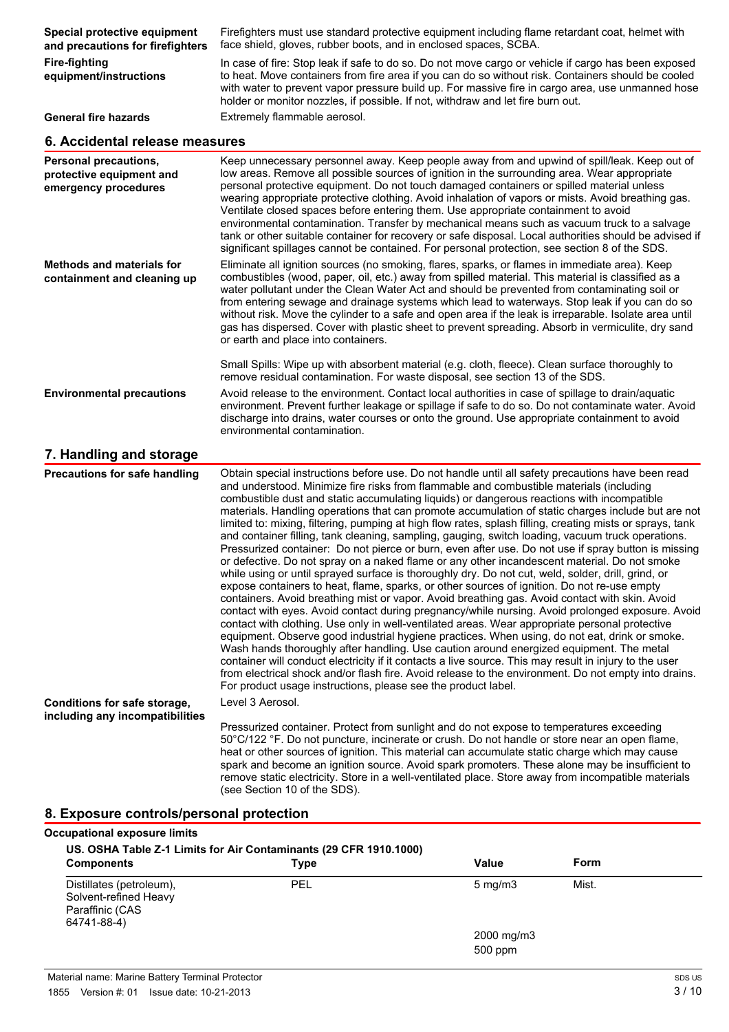**Special protective equipment and precautions for firefighters**

Firefighters must use standard protective equipment including flame retardant coat, helmet with face shield, gloves, rubber boots, and in enclosed spaces, SCBA.

**Fire-fighting equipment/instructions**

In case of fire: Stop leak if safe to do so. Do not move cargo or vehicle if cargo has been exposed to heat. Move containers from fire area if you can do so without risk. Containers should be cooled with water to prevent vapor pressure build up. For massive fire in cargo area, use unmanned hose holder or monitor nozzles, if possible. If not, withdraw and let fire burn out.

**General fire hazards**

Extremely flammable aerosol.

## 6. Accidental release measures

**Personal precautions, protective equipment and emergency procedures**

Keep unnecessary personnel away. Keep people away from and upwind of spill/leak. Keep out of low areas. Remove all possible sources of ignition in the surrounding area. Wear appropriate personal protective equipment. Do not touch damaged containers or spilled material unless wearing appropriate protective clothing. Avoid inhalation of vapors or mists. Avoid breathing gas. Ventilate closed spaces before entering them. Use appropriate containment to avoid environmental contamination. Transfer by mechanical means such as vacuum truck to a salvage tank or other suitable container for recovery or safe disposal. Local authorities should be advised if significant spillages cannot be contained. For personal protection, see section 8 of the SDS.

**Methods and materials for containment and cleaning up**

Eliminate all ignition sources (no smoking, flares, sparks, or flames in immediate area). Keep combustibles (wood, paper, oil, etc.) away from spilled material. This material is classified as a water pollutant under the Clean Water Act and should be prevented from contaminating soil or from entering sewage and drainage systems which lead to waterways. Stop leak if you can do so without risk. Move the cylinder to a safe and open area if the leak is irreparable. Isolate area until gas has dispersed. Cover with plastic sheet to prevent spreading. Absorb in vermiculite, dry sand or earth and place into containers.

Small Spills: Wipe up with absorbent material (e.g. cloth, fleece). Clean surface thoroughly to remove residual contamination. For waste disposal, see section 13 of the SDS.

**Environmental precautions**

Avoid release to the environment. Contact local authorities in case of spillage to drain/aquatic environment. Prevent further leakage or spillage if safe to do so. Do not contaminate water. Avoid discharge into drains, water courses or onto the ground. Use appropriate containment to avoid environmental contamination.

## 7. Handling and storage

**Precautions for safe handling**

Obtain special instructions before use. Do not handle until all safety precautions have been read and understood. Minimize fire risks from flammable and combustible materials (including combustible dust and static accumulating liquids) or dangerous reactions with incompatible materials. Handling operations that can promote accumulation of static charges include but are not limited to: mixing, filtering, pumping at high flow rates, splash filling, creating mists or sprays, tank and container filling, tank cleaning, sampling, gauging, switch loading, vacuum truck operations. Pressurized container: Do not pierce or burn, even after use. Do not use if spray button is missing or defective. Do not spray on a naked flame or any other incandescent material. Do not smoke while using or until sprayed surface is thoroughly dry. Do not cut, weld, solder, drill, grind, or expose containers to heat, flame, sparks, or other sources of ignition. Do not re-use empty containers. Avoid breathing mist or vapor. Avoid breathing gas. Avoid contact with skin. Avoid contact with eyes. Avoid contact during pregnancy/while nursing. Avoid prolonged exposure. Avoid contact with clothing. Use only in well-ventilated areas. Wear appropriate personal protective equipment. Observe good industrial hygiene practices. When using, do not eat, drink or smoke. Wash hands thoroughly after handling. Use caution around energized equipment. The metal container will conduct electricity if it contacts a live source. This may result in injury to the user from electrical shock and/or flash fire. Avoid release to the environment. Do not empty into drains. For product usage instructions, please see the product label.

**Conditions for safe storage, including any incompatibilities**

Level 3 Aerosol.

Pressurized container. Protect from sunlight and do not expose to temperatures exceeding 50°C/122 °F. Do not puncture, incinerate or crush. Do not handle or store near an open flame, heat or other sources of ignition. This material can accumulate static charge which may cause spark and become an ignition source. Avoid spark promoters. These alone may be insufficient to remove static electricity. Store in a well-ventilated place. Store away from incompatible materials (see Section 10 of the SDS).

## 8. Exposure controls/personal protection

**Occupational exposure limits**

**US. OSHA Table Z-1 Limits for Air Contaminants (29 CFR 1910.1000)**

| Components | Type | Value | Form |
|---|---|---|---|
| Distillates (petroleum), Solvent-refined Heavy Paraffinic (CAS 64741-88-4) | PEL | 5 mg/m3 | Mist. |
| | | 2000 mg/m3 | |
| | | 500 ppm | |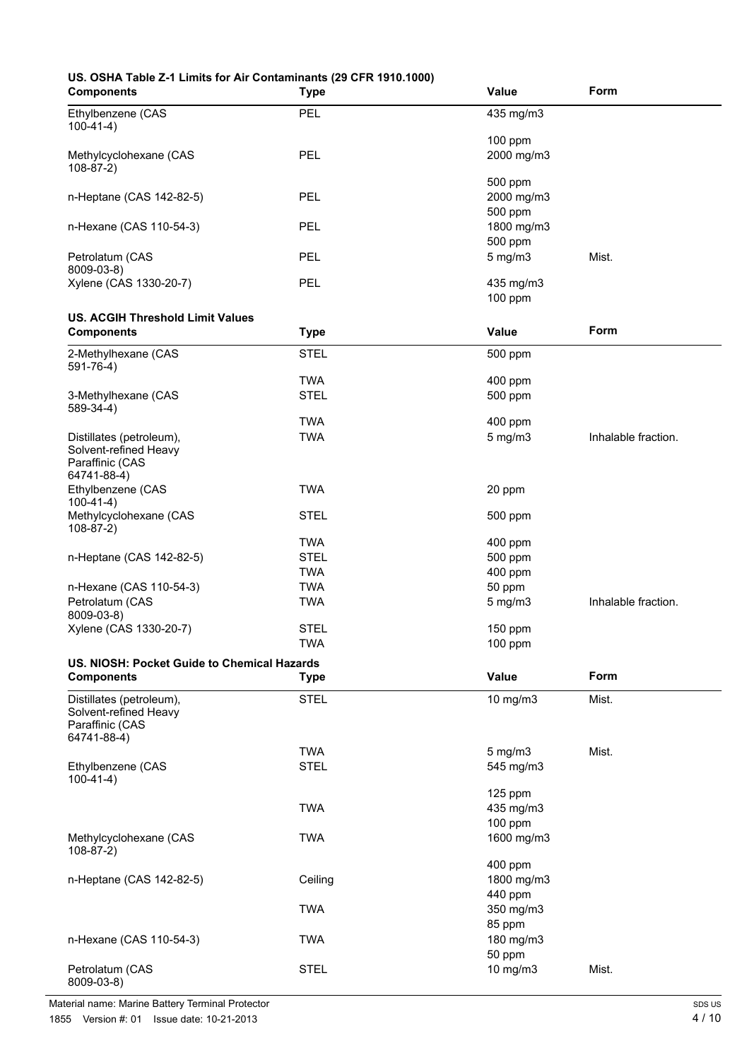**US. OSHA Table Z-1 Limits for Air Contaminants (29 CFR 1910.1000)**

| Components | Type | Value | Form |
|---|---|---|---|
| Ethylbenzene (CAS 100-41-4) | PEL | 435 mg/m3 | |
| | | 100 ppm | |
| Methylcyclohexane (CAS 108-87-2) | PEL | 2000 mg/m3 | |
| | | 500 ppm | |
| n-Heptane (CAS 142-82-5) | PEL | 2000 mg/m3 | |
| | | 500 ppm | |
| n-Hexane (CAS 110-54-3) | PEL | 1800 mg/m3 | |
| | | 500 ppm | |
| Petrolatum (CAS 8009-03-8) | PEL | 5 mg/m3 | Mist. |
| Xylene (CAS 1330-20-7) | PEL | 435 mg/m3 | |
| | | 100 ppm | |

**US. ACGIH Threshold Limit Values**

| Components | Type | Value | Form |
|---|---|---|---|
| 2-Methylhexane (CAS 591-76-4) | STEL | 500 ppm | |
| | TWA | 400 ppm | |
| 3-Methylhexane (CAS 589-34-4) | STEL | 500 ppm | |
| | TWA | 400 ppm | |
| Distillates (petroleum), Solvent-refined Heavy Paraffinic (CAS 64741-88-4) | TWA | 5 mg/m3 | Inhalable fraction. |
| Ethylbenzene (CAS 100-41-4) | TWA | 20 ppm | |
| Methylcyclohexane (CAS 108-87-2) | STEL | 500 ppm | |
| | TWA | 400 ppm | |
| n-Heptane (CAS 142-82-5) | STEL | 500 ppm | |
| | TWA | 400 ppm | |
| n-Hexane (CAS 110-54-3) | TWA | 50 ppm | |
| Petrolatum (CAS 8009-03-8) | TWA | 5 mg/m3 | Inhalable fraction. |
| Xylene (CAS 1330-20-7) | STEL | 150 ppm | |
| | TWA | 100 ppm | |

**US. NIOSH: Pocket Guide to Chemical Hazards**

| Components | Type | Value | Form |
|---|---|---|---|
| Distillates (petroleum), Solvent-refined Heavy Paraffinic (CAS 64741-88-4) | STEL | 10 mg/m3 | Mist. |
| | TWA | 5 mg/m3 | Mist. |
| Ethylbenzene (CAS 100-41-4) | STEL | 545 mg/m3 | |
| | | 125 ppm | |
| | TWA | 435 mg/m3 | |
| | | 100 ppm | |
| Methylcyclohexane (CAS 108-87-2) | TWA | 1600 mg/m3 | |
| | | 400 ppm | |
| n-Heptane (CAS 142-82-5) | Ceiling | 1800 mg/m3 | |
| | | 440 ppm | |
| | TWA | 350 mg/m3 | |
| | | 85 ppm | |
| n-Hexane (CAS 110-54-3) | TWA | 180 mg/m3 | |
| | | 50 ppm | |
| Petrolatum (CAS 8009-03-8) | STEL | 10 mg/m3 | Mist. |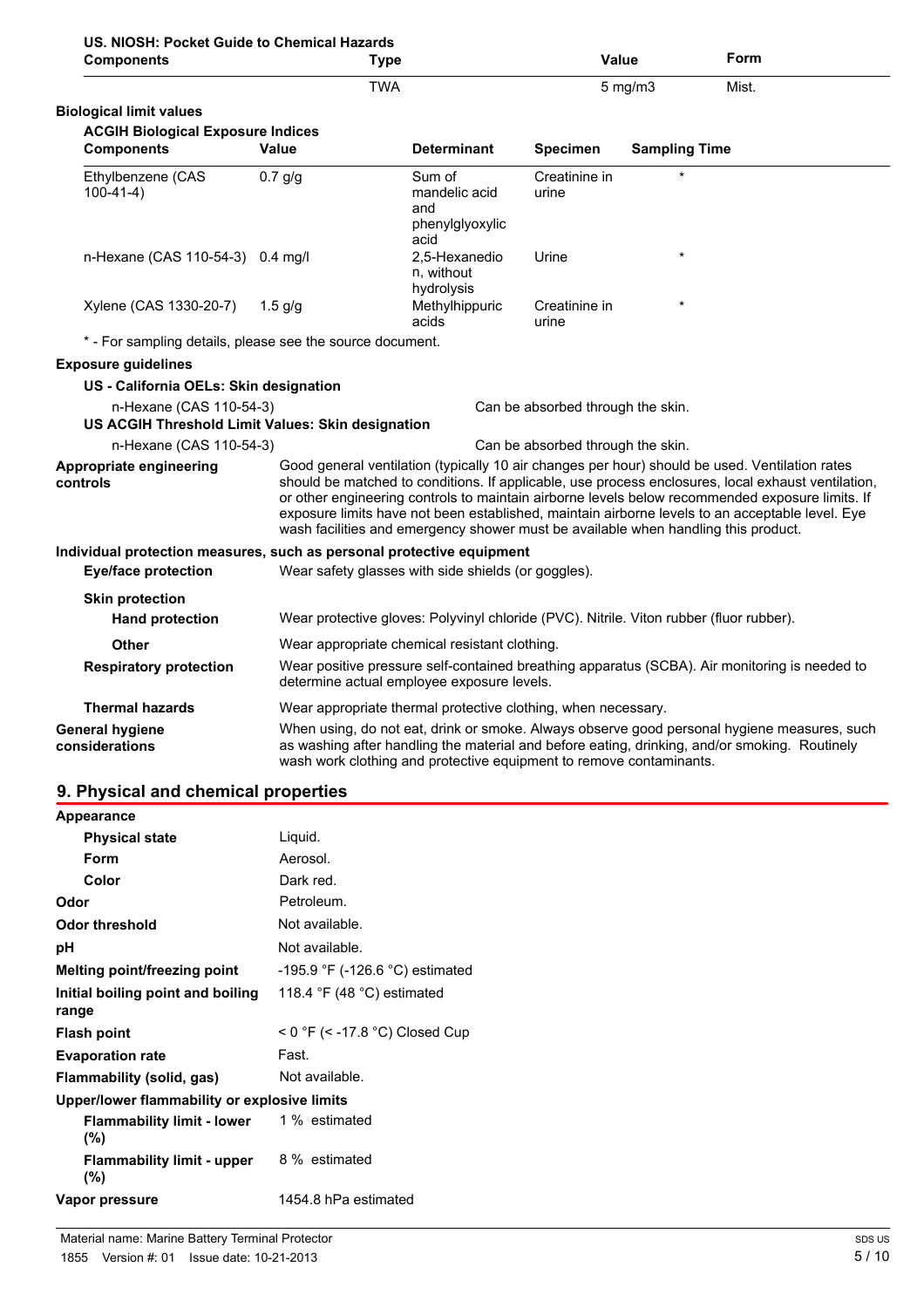**US. NIOSH: Pocket Guide to Chemical Hazards**

| Components | Type | Value | Form |
|---|---|---|---|
| | TWA | 5 mg/m3 | Mist. |

**Biological limit values**

**ACGIH Biological Exposure Indices**

| Components | Value | Determinant | Specimen | Sampling Time |
|---|---|---|---|---|
| Ethylbenzene (CAS 100-41-4) | 0.7 g/g | Sum of mandelic acid and phenylglyoxylic acid | Creatinine in urine | * |
| n-Hexane (CAS 110-54-3) | 0.4 mg/l | 2,5-Hexanedion, without hydrolysis | Urine | * |
| Xylene (CAS 1330-20-7) | 1.5 g/g | Methylhippuric acids | Creatinine in urine | * |

* - For sampling details, please see the source document.

**Exposure guidelines**

**US - California OELs: Skin designation**

n-Hexane (CAS 110-54-3) — Can be absorbed through the skin.

**US ACGIH Threshold Limit Values: Skin designation**

n-Hexane (CAS 110-54-3) — Can be absorbed through the skin.

**Appropriate engineering controls**: Good general ventilation (typically 10 air changes per hour) should be used. Ventilation rates should be matched to conditions. If applicable, use process enclosures, local exhaust ventilation, or other engineering controls to maintain airborne levels below recommended exposure limits. If exposure limits have not been established, maintain airborne levels to an acceptable level. Eye wash facilities and emergency shower must be available when handling this product.

**Individual protection measures, such as personal protective equipment**

**Eye/face protection**: Wear safety glasses with side shields (or goggles).

**Skin protection**

**Hand protection**: Wear protective gloves: Polyvinyl chloride (PVC). Nitrile. Viton rubber (fluor rubber).

**Other**: Wear appropriate chemical resistant clothing.

**Respiratory protection**: Wear positive pressure self-contained breathing apparatus (SCBA). Air monitoring is needed to determine actual employee exposure levels.

**Thermal hazards**: Wear appropriate thermal protective clothing, when necessary.

**General hygiene considerations**: When using, do not eat, drink or smoke. Always observe good personal hygiene measures, such as washing after handling the material and before eating, drinking, and/or smoking. Routinely wash work clothing and protective equipment to remove contaminants.

## 9. Physical and chemical properties

**Appearance**

| | |
|---|---|
| **Physical state** | Liquid. |
| **Form** | Aerosol. |
| **Color** | Dark red. |
| **Odor** | Petroleum. |
| **Odor threshold** | Not available. |
| **pH** | Not available. |
| **Melting point/freezing point** | -195.9 °F (-126.6 °C) estimated |
| **Initial boiling point and boiling range** | 118.4 °F (48 °C) estimated |
| **Flash point** | < 0 °F (< -17.8 °C) Closed Cup |
| **Evaporation rate** | Fast. |
| **Flammability (solid, gas)** | Not available. |
| **Upper/lower flammability or explosive limits** | |
| **Flammability limit - lower (%)** | 1 % estimated |
| **Flammability limit - upper (%)** | 8 % estimated |
| **Vapor pressure** | 1454.8 hPa estimated |

Material name: Marine Battery Terminal Protector
1855 Version #: 01 Issue date: 10-21-2013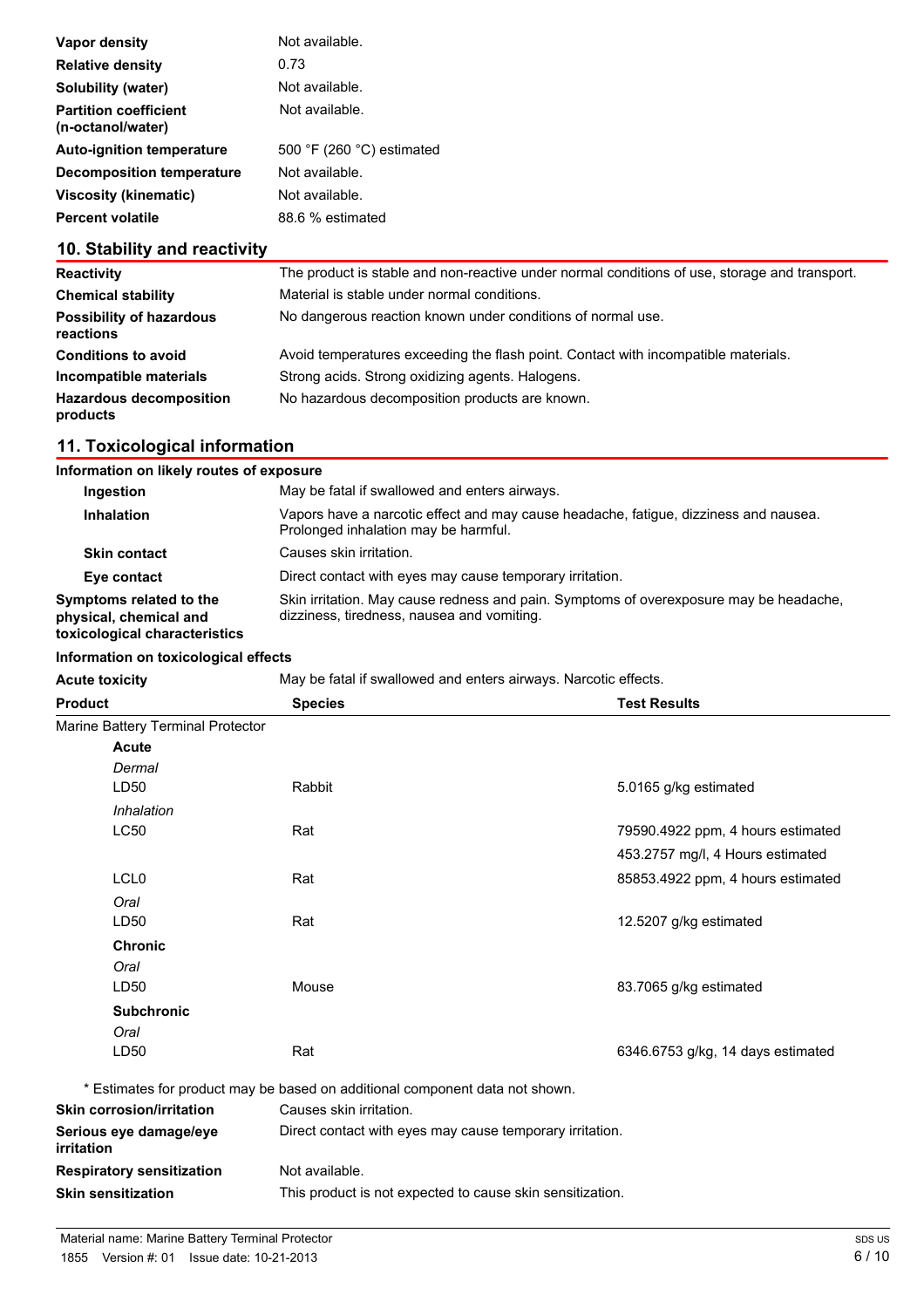| | |
|---|---|
| **Vapor density** | Not available. |
| **Relative density** | 0.73 |
| **Solubility (water)** | Not available. |
| **Partition coefficient (n-octanol/water)** | Not available. |
| **Auto-ignition temperature** | 500 °F (260 °C) estimated |
| **Decomposition temperature** | Not available. |
| **Viscosity (kinematic)** | Not available. |
| **Percent volatile** | 88.6 % estimated |

## 10. Stability and reactivity

| | |
|---|---|
| **Reactivity** | The product is stable and non-reactive under normal conditions of use, storage and transport. |
| **Chemical stability** | Material is stable under normal conditions. |
| **Possibility of hazardous reactions** | No dangerous reaction known under conditions of normal use. |
| **Conditions to avoid** | Avoid temperatures exceeding the flash point. Contact with incompatible materials. |
| **Incompatible materials** | Strong acids. Strong oxidizing agents. Halogens. |
| **Hazardous decomposition products** | No hazardous decomposition products are known. |

## 11. Toxicological information

**Information on likely routes of exposure**

| | |
|---|---|
| **Ingestion** | May be fatal if swallowed and enters airways. |
| **Inhalation** | Vapors have a narcotic effect and may cause headache, fatigue, dizziness and nausea. Prolonged inhalation may be harmful. |
| **Skin contact** | Causes skin irritation. |
| **Eye contact** | Direct contact with eyes may cause temporary irritation. |
| **Symptoms related to the physical, chemical and toxicological characteristics** | Skin irritation. May cause redness and pain. Symptoms of overexposure may be headache, dizziness, tiredness, nausea and vomiting. |

**Information on toxicological effects**

**Acute toxicity** May be fatal if swallowed and enters airways. Narcotic effects.

| Product | Species | Test Results |
|---|---|---|
| Marine Battery Terminal Protector | | |
| **Acute** | | |
| *Dermal* | | |
| LD50 | Rabbit | 5.0165 g/kg estimated |
| *Inhalation* | | |
| LC50 | Rat | 79590.4922 ppm, 4 hours estimated |
| | | 453.2757 mg/l, 4 Hours estimated |
| LCL0 | Rat | 85853.4922 ppm, 4 hours estimated |
| *Oral* | | |
| LD50 | Rat | 12.5207 g/kg estimated |
| **Chronic** | | |
| *Oral* | | |
| LD50 | Mouse | 83.7065 g/kg estimated |
| **Subchronic** | | |
| *Oral* | | |
| LD50 | Rat | 6346.6753 g/kg, 14 days estimated |

* Estimates for product may be based on additional component data not shown.

| | |
|---|---|
| **Skin corrosion/irritation** | Causes skin irritation. |
| **Serious eye damage/eye irritation** | Direct contact with eyes may cause temporary irritation. |
| **Respiratory sensitization** | Not available. |
| **Skin sensitization** | This product is not expected to cause skin sensitization. |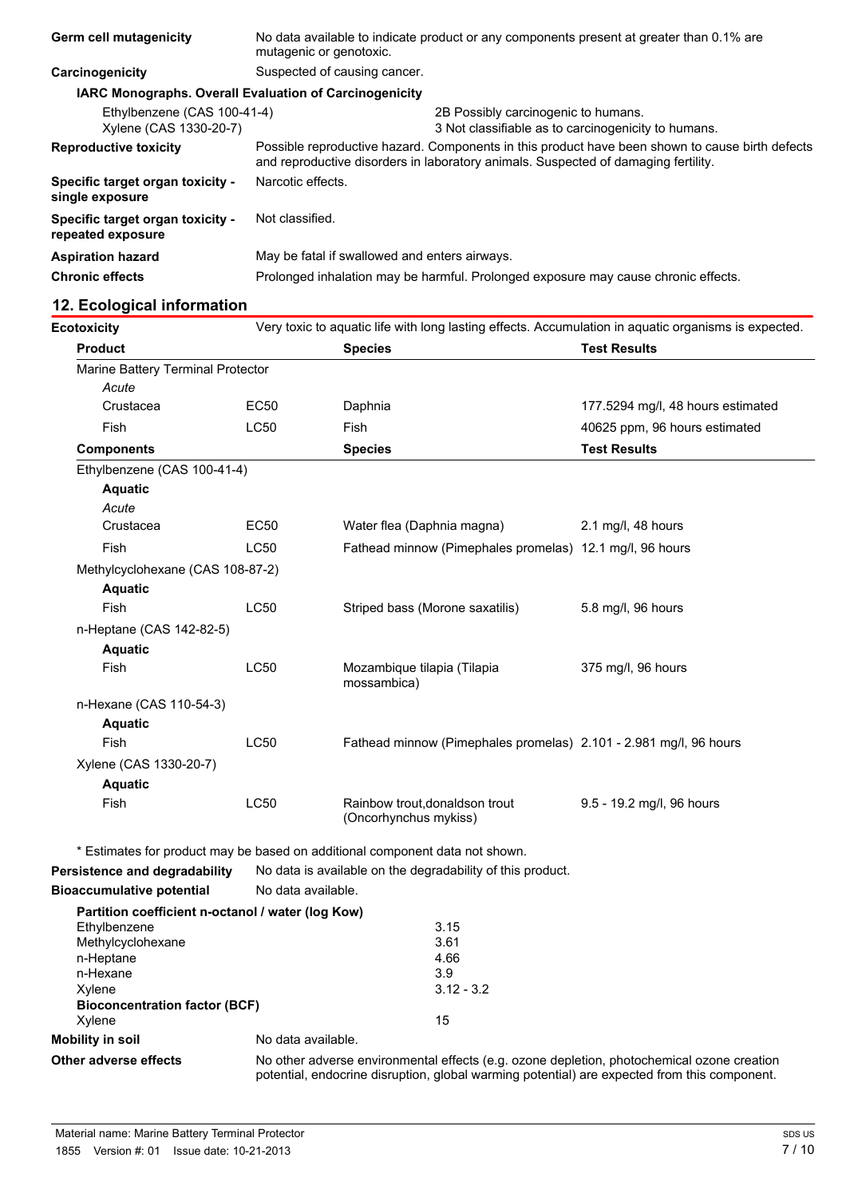| | |
|---|---|
| **Germ cell mutagenicity** | No data available to indicate product or any components present at greater than 0.1% are mutagenic or genotoxic. |
| **Carcinogenicity** | Suspected of causing cancer. |

**IARC Monographs. Overall Evaluation of Carcinogenicity**

| | |
|---|---|
| Ethylbenzene (CAS 100-41-4) | 2B Possibly carcinogenic to humans. |
| Xylene (CAS 1330-20-7) | 3 Not classifiable as to carcinogenicity to humans. |

| | |
|---|---|
| **Reproductive toxicity** | Possible reproductive hazard. Components in this product have been shown to cause birth defects and reproductive disorders in laboratory animals. Suspected of damaging fertility. |
| **Specific target organ toxicity - single exposure** | Narcotic effects. |
| **Specific target organ toxicity - repeated exposure** | Not classified. |
| **Aspiration hazard** | May be fatal if swallowed and enters airways. |
| **Chronic effects** | Prolonged inhalation may be harmful. Prolonged exposure may cause chronic effects. |

## 12. Ecological information

**Ecotoxicity** Very toxic to aquatic life with long lasting effects. Accumulation in aquatic organisms is expected.

| **Product** | | **Species** | **Test Results** |
|---|---|---|---|
| Marine Battery Terminal Protector | | | |
| *Acute* | | | |
| Crustacea | EC50 | Daphnia | 177.5294 mg/l, 48 hours estimated |
| Fish | LC50 | Fish | 40625 ppm, 96 hours estimated |
| **Components** | | **Species** | **Test Results** |
| Ethylbenzene (CAS 100-41-4) | | | |
| **Aquatic** | | | |
| *Acute* | | | |
| Crustacea | EC50 | Water flea (Daphnia magna) | 2.1 mg/l, 48 hours |
| Fish | LC50 | Fathead minnow (Pimephales promelas) | 12.1 mg/l, 96 hours |
| Methylcyclohexane (CAS 108-87-2) | | | |
| **Aquatic** | | | |
| Fish | LC50 | Striped bass (Morone saxatilis) | 5.8 mg/l, 96 hours |
| n-Heptane (CAS 142-82-5) | | | |
| **Aquatic** | | | |
| Fish | LC50 | Mozambique tilapia (Tilapia mossambica) | 375 mg/l, 96 hours |
| n-Hexane (CAS 110-54-3) | | | |
| **Aquatic** | | | |
| Fish | LC50 | Fathead minnow (Pimephales promelas) | 2.101 - 2.981 mg/l, 96 hours |
| Xylene (CAS 1330-20-7) | | | |
| **Aquatic** | | | |
| Fish | LC50 | Rainbow trout,donaldson trout (Oncorhynchus mykiss) | 9.5 - 19.2 mg/l, 96 hours |

\* Estimates for product may be based on additional component data not shown.

| | |
|---|---|
| **Persistence and degradability** | No data is available on the degradability of this product. |
| **Bioaccumulative potential** | No data available. |

**Partition coefficient n-octanol / water (log Kow)**

| | |
|---|---|
| Ethylbenzene | 3.15 |
| Methylcyclohexane | 3.61 |
| n-Heptane | 4.66 |
| n-Hexane | 3.9 |
| Xylene | 3.12 - 3.2 |

**Bioconcentration factor (BCF)**

| | |
|---|---|
| Xylene | 15 |

| | |
|---|---|
| **Mobility in soil** | No data available. |
| **Other adverse effects** | No other adverse environmental effects (e.g. ozone depletion, photochemical ozone creation potential, endocrine disruption, global warming potential) are expected from this component. |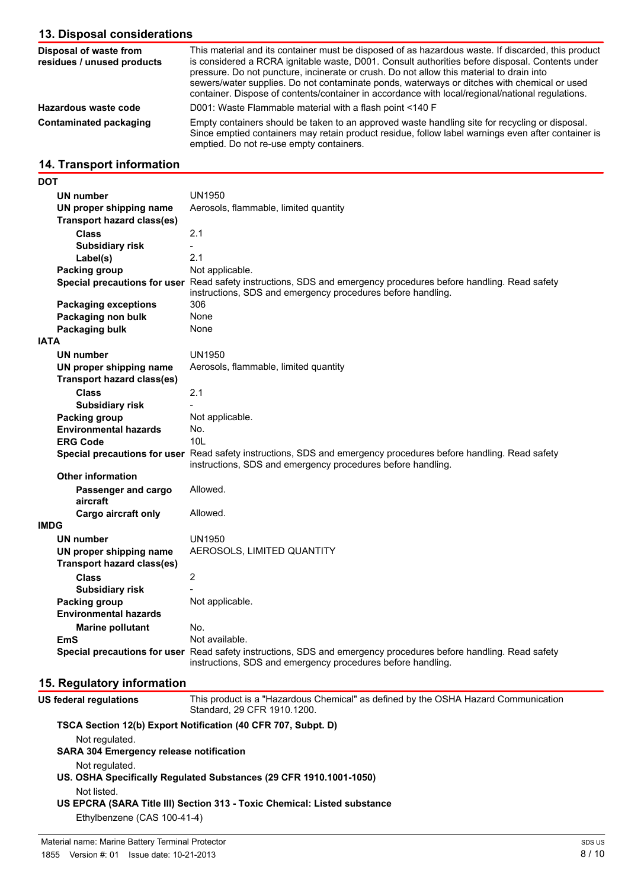## 13. Disposal considerations

| | |
|---|---|
| **Disposal of waste from residues / unused products** | This material and its container must be disposed of as hazardous waste. If discarded, this product is considered a RCRA ignitable waste, D001. Consult authorities before disposal. Contents under pressure. Do not puncture, incinerate or crush. Do not allow this material to drain into sewers/water supplies. Do not contaminate ponds, waterways or ditches with chemical or used container. Dispose of contents/container in accordance with local/regional/national regulations. |
| **Hazardous waste code** | D001: Waste Flammable material with a flash point <140 F |
| **Contaminated packaging** | Empty containers should be taken to an approved waste handling site for recycling or disposal. Since emptied containers may retain product residue, follow label warnings even after container is emptied. Do not re-use empty containers. |

## 14. Transport information

**DOT**

| | |
|---|---|
| **UN number** | UN1950 |
| **UN proper shipping name** | Aerosols, flammable, limited quantity |
| **Transport hazard class(es)** | |
| **Class** | 2.1 |
| **Subsidiary risk** | - |
| **Label(s)** | 2.1 |
| **Packing group** | Not applicable. |
| **Special precautions for user** | Read safety instructions, SDS and emergency procedures before handling. Read safety instructions, SDS and emergency procedures before handling. |
| **Packaging exceptions** | 306 |
| **Packaging non bulk** | None |
| **Packaging bulk** | None |

**IATA**

| | |
|---|---|
| **UN number** | UN1950 |
| **UN proper shipping name** | Aerosols, flammable, limited quantity |
| **Transport hazard class(es)** | |
| **Class** | 2.1 |
| **Subsidiary risk** | - |
| **Packing group** | Not applicable. |
| **Environmental hazards** | No. |
| **ERG Code** | 10L |
| **Special precautions for user** | Read safety instructions, SDS and emergency procedures before handling. Read safety instructions, SDS and emergency procedures before handling. |
| **Other information** | |
| **Passenger and cargo aircraft** | Allowed. |
| **Cargo aircraft only** | Allowed. |

**IMDG**

| | |
|---|---|
| **UN number** | UN1950 |
| **UN proper shipping name** | AEROSOLS, LIMITED QUANTITY |
| **Transport hazard class(es)** | |
| **Class** | 2 |
| **Subsidiary risk** | - |
| **Packing group** | Not applicable. |
| **Environmental hazards** | |
| **Marine pollutant** | No. |
| **EmS** | Not available. |
| **Special precautions for user** | Read safety instructions, SDS and emergency procedures before handling. Read safety instructions, SDS and emergency procedures before handling. |

## 15. Regulatory information

**US federal regulations** — This product is a "Hazardous Chemical" as defined by the OSHA Hazard Communication Standard, 29 CFR 1910.1200.

**TSCA Section 12(b) Export Notification (40 CFR 707, Subpt. D)**

Not regulated.

**SARA 304 Emergency release notification**

Not regulated.

**US. OSHA Specifically Regulated Substances (29 CFR 1910.1001-1050)**

Not listed.

**US EPCRA (SARA Title III) Section 313 - Toxic Chemical: Listed substance**

Ethylbenzene (CAS 100-41-4)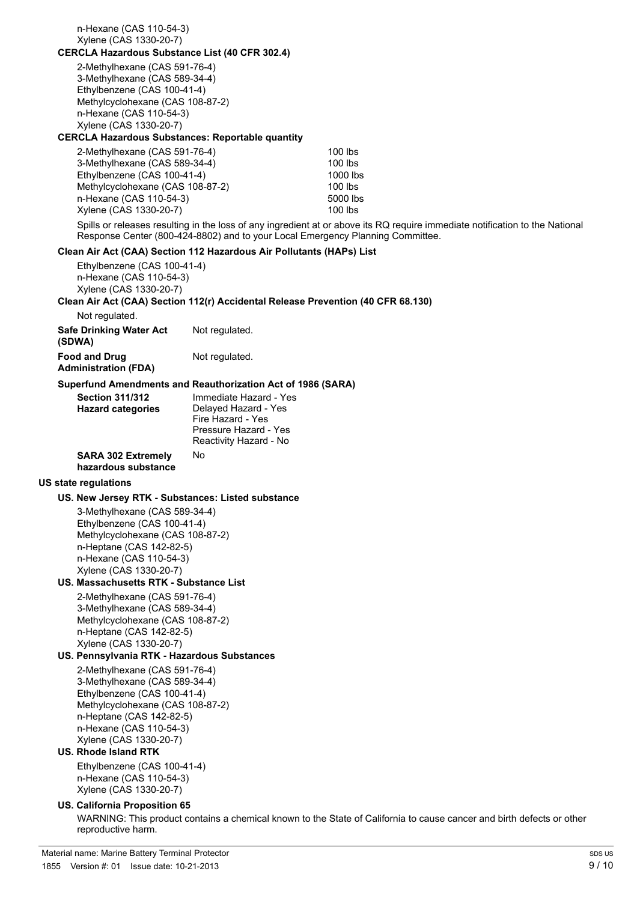n-Hexane (CAS 110-54-3)
Xylene (CAS 1330-20-7)

**CERCLA Hazardous Substance List (40 CFR 302.4)**

2-Methylhexane (CAS 591-76-4)
3-Methylhexane (CAS 589-34-4)
Ethylbenzene (CAS 100-41-4)
Methylcyclohexane (CAS 108-87-2)
n-Hexane (CAS 110-54-3)
Xylene (CAS 1330-20-7)

**CERCLA Hazardous Substances: Reportable quantity**

| Substance | Reportable quantity |
|---|---|
| 2-Methylhexane (CAS 591-76-4) | 100 lbs |
| 3-Methylhexane (CAS 589-34-4) | 100 lbs |
| Ethylbenzene (CAS 100-41-4) | 1000 lbs |
| Methylcyclohexane (CAS 108-87-2) | 100 lbs |
| n-Hexane (CAS 110-54-3) | 5000 lbs |
| Xylene (CAS 1330-20-7) | 100 lbs |

Spills or releases resulting in the loss of any ingredient at or above its RQ require immediate notification to the National Response Center (800-424-8802) and to your Local Emergency Planning Committee.

**Clean Air Act (CAA) Section 112 Hazardous Air Pollutants (HAPs) List**

Ethylbenzene (CAS 100-41-4)
n-Hexane (CAS 110-54-3)
Xylene (CAS 1330-20-7)

**Clean Air Act (CAA) Section 112(r) Accidental Release Prevention (40 CFR 68.130)**

Not regulated.

**Safe Drinking Water Act (SDWA)** Not regulated.

**Food and Drug Administration (FDA)** Not regulated.

**Superfund Amendments and Reauthorization Act of 1986 (SARA)**

**Section 311/312 Hazard categories**
Immediate Hazard - Yes
Delayed Hazard - Yes
Fire Hazard - Yes
Pressure Hazard - Yes
Reactivity Hazard - No

**SARA 302 Extremely hazardous substance** No

**US state regulations**

**US. New Jersey RTK - Substances: Listed substance**

3-Methylhexane (CAS 589-34-4)
Ethylbenzene (CAS 100-41-4)
Methylcyclohexane (CAS 108-87-2)
n-Heptane (CAS 142-82-5)
n-Hexane (CAS 110-54-3)
Xylene (CAS 1330-20-7)

**US. Massachusetts RTK - Substance List**

2-Methylhexane (CAS 591-76-4)
3-Methylhexane (CAS 589-34-4)
Methylcyclohexane (CAS 108-87-2)
n-Heptane (CAS 142-82-5)
Xylene (CAS 1330-20-7)

**US. Pennsylvania RTK - Hazardous Substances**

2-Methylhexane (CAS 591-76-4)
3-Methylhexane (CAS 589-34-4)
Ethylbenzene (CAS 100-41-4)
Methylcyclohexane (CAS 108-87-2)
n-Heptane (CAS 142-82-5)
n-Hexane (CAS 110-54-3)
Xylene (CAS 1330-20-7)

**US. Rhode Island RTK**

Ethylbenzene (CAS 100-41-4)
n-Hexane (CAS 110-54-3)
Xylene (CAS 1330-20-7)

**US. California Proposition 65**

WARNING: This product contains a chemical known to the State of California to cause cancer and birth defects or other reproductive harm.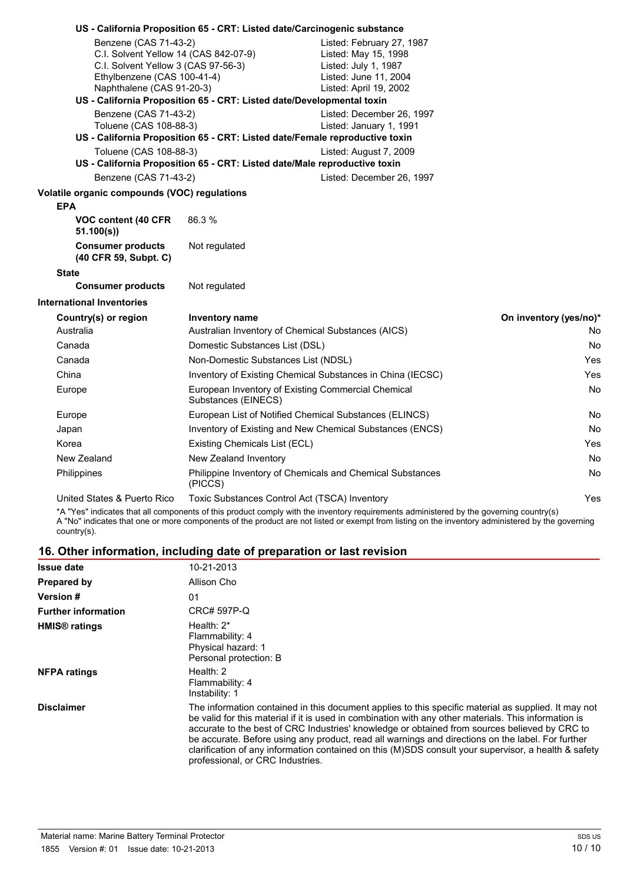**US - California Proposition 65 - CRT: Listed date/Carcinogenic substance**

| | |
|---|---|
| Benzene (CAS 71-43-2) | Listed: February 27, 1987 |
| C.I. Solvent Yellow 14 (CAS 842-07-9) | Listed: May 15, 1998 |
| C.I. Solvent Yellow 3 (CAS 97-56-3) | Listed: July 1, 1987 |
| Ethylbenzene (CAS 100-41-4) | Listed: June 11, 2004 |
| Naphthalene (CAS 91-20-3) | Listed: April 19, 2002 |

**US - California Proposition 65 - CRT: Listed date/Developmental toxin**

| | |
|---|---|
| Benzene (CAS 71-43-2) | Listed: December 26, 1997 |
| Toluene (CAS 108-88-3) | Listed: January 1, 1991 |

**US - California Proposition 65 - CRT: Listed date/Female reproductive toxin**

| | |
|---|---|
| Toluene (CAS 108-88-3) | Listed: August 7, 2009 |

**US - California Proposition 65 - CRT: Listed date/Male reproductive toxin**

| | |
|---|---|
| Benzene (CAS 71-43-2) | Listed: December 26, 1997 |

**Volatile organic compounds (VOC) regulations**

**EPA**

| | |
|---|---|
| **VOC content (40 CFR 51.100(s))** | 86.3 % |
| **Consumer products (40 CFR 59, Subpt. C)** | Not regulated |

**State**

| | |
|---|---|
| **Consumer products** | Not regulated |

**International Inventories**

| Country(s) or region | Inventory name | On inventory (yes/no)* |
|---|---|---|
| Australia | Australian Inventory of Chemical Substances (AICS) | No |
| Canada | Domestic Substances List (DSL) | No |
| Canada | Non-Domestic Substances List (NDSL) | Yes |
| China | Inventory of Existing Chemical Substances in China (IECSC) | Yes |
| Europe | European Inventory of Existing Commercial Chemical Substances (EINECS) | No |
| Europe | European List of Notified Chemical Substances (ELINCS) | No |
| Japan | Inventory of Existing and New Chemical Substances (ENCS) | No |
| Korea | Existing Chemicals List (ECL) | Yes |
| New Zealand | New Zealand Inventory | No |
| Philippines | Philippine Inventory of Chemicals and Chemical Substances (PICCS) | No |
| United States & Puerto Rico | Toxic Substances Control Act (TSCA) Inventory | Yes |

*A "Yes" indicates that all components of this product comply with the inventory requirements administered by the governing country(s)
A "No" indicates that one or more components of the product are not listed or exempt from listing on the inventory administered by the governing country(s).

## 16. Other information, including date of preparation or last revision

| | |
|---|---|
| **Issue date** | 10-21-2013 |
| **Prepared by** | Allison Cho |
| **Version #** | 01 |
| **Further information** | CRC# 597P-Q |
| **HMIS® ratings** | Health: 2*<br>Flammability: 4<br>Physical hazard: 1<br>Personal protection: B |
| **NFPA ratings** | Health: 2<br>Flammability: 4<br>Instability: 1 |
| **Disclaimer** | The information contained in this document applies to this specific material as supplied. It may not be valid for this material if it is used in combination with any other materials. This information is accurate to the best of CRC Industries' knowledge or obtained from sources believed by CRC to be accurate. Before using any product, read all warnings and directions on the label. For further clarification of any information contained on this (M)SDS consult your supervisor, a health & safety professional, or CRC Industries. |